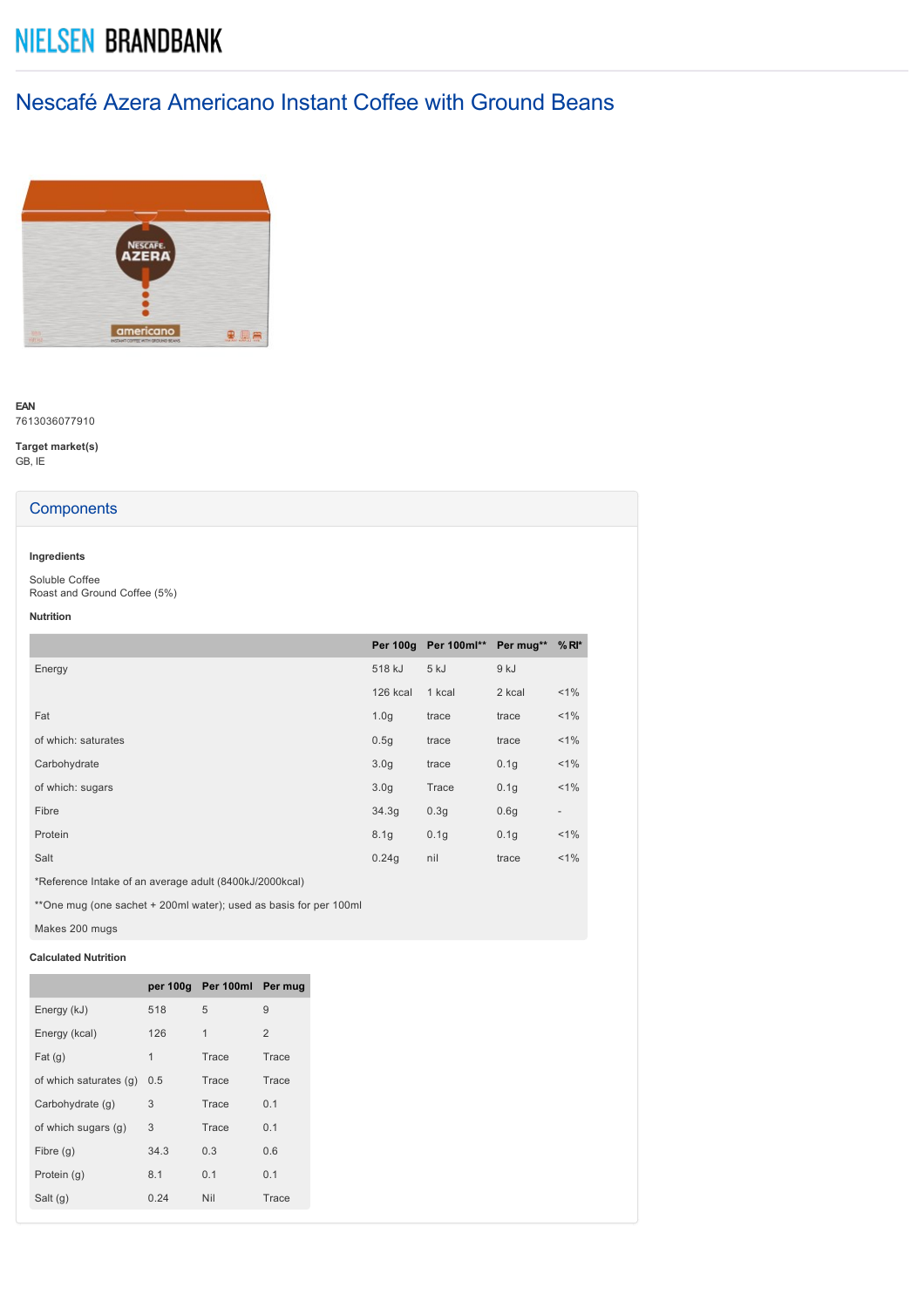NIELSEN BRANDBANK

# Nescafé Azera Americano Instant Coffee with Ground Beans

**EAN**
7613036077910

**Target market(s)**
GB, IE

## Components

**Ingredients**

Soluble Coffee
Roast and Ground Coffee (5%)

**Nutrition**

| | Per 100g | Per 100ml** | Per mug** | %RI* |
|---|---|---|---|---|
| Energy | 518 kJ | 5 kJ | 9 kJ | |
| | 126 kcal | 1 kcal | 2 kcal | <1% |
| Fat | 1.0g | trace | trace | <1% |
| of which: saturates | 0.5g | trace | trace | <1% |
| Carbohydrate | 3.0g | trace | 0.1g | <1% |
| of which: sugars | 3.0g | Trace | 0.1g | <1% |
| Fibre | 34.3g | 0.3g | 0.6g | - |
| Protein | 8.1g | 0.1g | 0.1g | <1% |
| Salt | 0.24g | nil | trace | <1% |
| *Reference Intake of an average adult (8400kJ/2000kcal) | | | | |
| **One mug (one sachet + 200ml water); used as basis for per 100ml | | | | |
| Makes 200 mugs | | | | |

**Calculated Nutrition**

| | per 100g | Per 100ml | Per mug |
|---|---|---|---|
| Energy (kJ) | 518 | 5 | 9 |
| Energy (kcal) | 126 | 1 | 2 |
| Fat (g) | 1 | Trace | Trace |
| of which saturates (g) | 0.5 | Trace | Trace |
| Carbohydrate (g) | 3 | Trace | 0.1 |
| of which sugars (g) | 3 | Trace | 0.1 |
| Fibre (g) | 34.3 | 0.3 | 0.6 |
| Protein (g) | 8.1 | 0.1 | 0.1 |
| Salt (g) | 0.24 | Nil | Trace |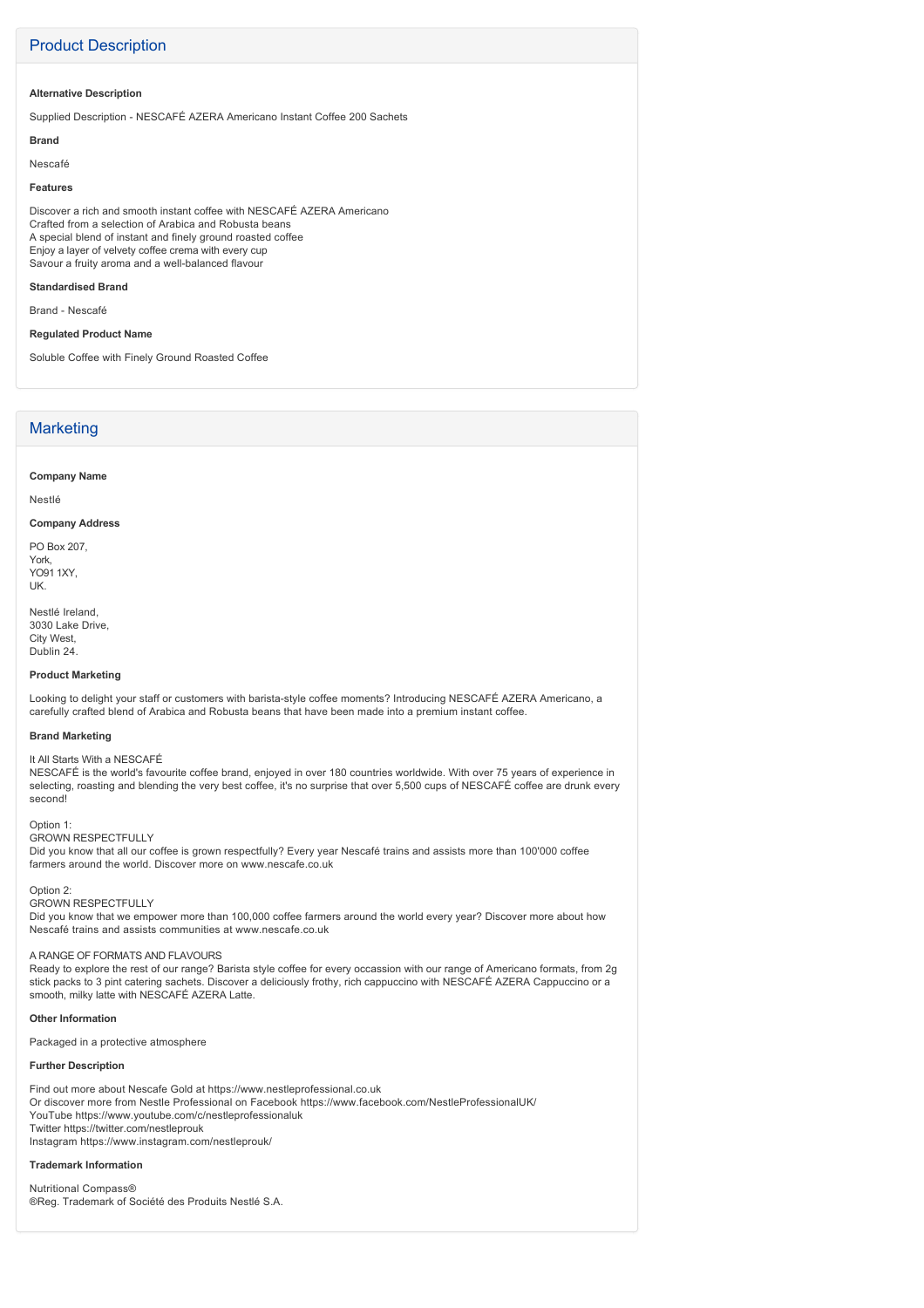## Product Description

**Alternative Description**

Supplied Description - NESCAFÉ AZERA Americano Instant Coffee 200 Sachets

**Brand**

Nescafé

**Features**

Discover a rich and smooth instant coffee with NESCAFÉ AZERA Americano
Crafted from a selection of Arabica and Robusta beans
A special blend of instant and finely ground roasted coffee
Enjoy a layer of velvety coffee crema with every cup
Savour a fruity aroma and a well-balanced flavour

**Standardised Brand**

Brand - Nescafé

**Regulated Product Name**

Soluble Coffee with Finely Ground Roasted Coffee

## Marketing

**Company Name**

Nestlé

**Company Address**

PO Box 207,
York,
YO91 1XY,
UK.

Nestlé Ireland,
3030 Lake Drive,
City West,
Dublin 24.

**Product Marketing**

Looking to delight your staff or customers with barista-style coffee moments? Introducing NESCAFÉ AZERA Americano, a carefully crafted blend of Arabica and Robusta beans that have been made into a premium instant coffee.

**Brand Marketing**

It All Starts With a NESCAFÉ
NESCAFÉ is the world's favourite coffee brand, enjoyed in over 180 countries worldwide. With over 75 years of experience in selecting, roasting and blending the very best coffee, it's no surprise that over 5,500 cups of NESCAFÉ coffee are drunk every second!

Option 1:
GROWN RESPECTFULLY
Did you know that all our coffee is grown respectfully? Every year Nescafé trains and assists more than 100'000 coffee farmers around the world. Discover more on www.nescafe.co.uk

Option 2:
GROWN RESPECTFULLY
Did you know that we empower more than 100,000 coffee farmers around the world every year? Discover more about how Nescafé trains and assists communities at www.nescafe.co.uk

A RANGE OF FORMATS AND FLAVOURS
Ready to explore the rest of our range? Barista style coffee for every occassion with our range of Americano formats, from 2g stick packs to 3 pint catering sachets. Discover a deliciously frothy, rich cappuccino with NESCAFÉ AZERA Cappuccino or a smooth, milky latte with NESCAFÉ AZERA Latte.

**Other Information**

Packaged in a protective atmosphere

**Further Description**

Find out more about Nescafe Gold at https://www.nestleprofessional.co.uk
Or discover more from Nestle Professional on Facebook https://www.facebook.com/NestleProfessionalUK/
YouTube https://www.youtube.com/c/nestleprofessionaluk
Twitter https://twitter.com/nestleprouk
Instagram https://www.instagram.com/nestleprouk/

**Trademark Information**

Nutritional Compass®
®Reg. Trademark of Société des Produits Nestlé S.A.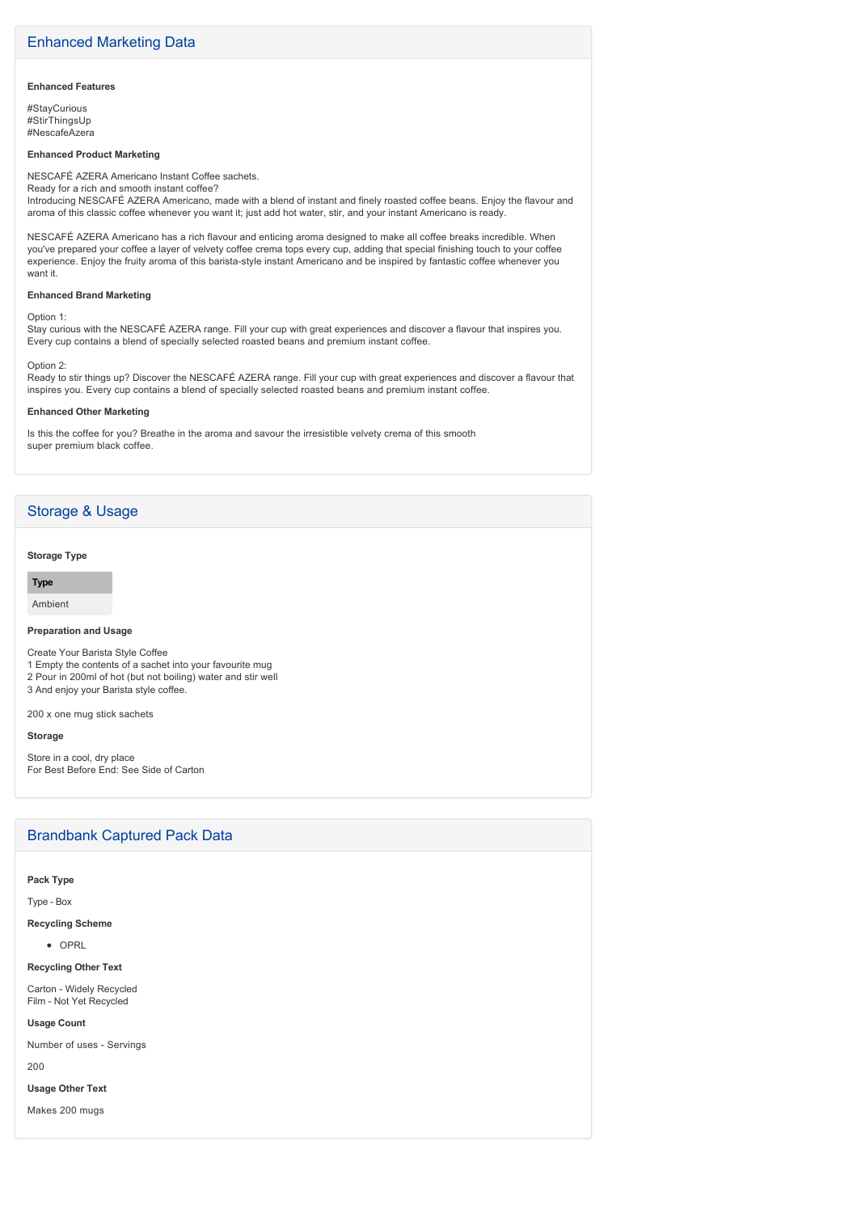## Enhanced Marketing Data

**Enhanced Features**

#StayCurious
#StirThingsUp
#NescafeAzera

**Enhanced Product Marketing**

NESCAFÉ AZERA Americano Instant Coffee sachets.
Ready for a rich and smooth instant coffee?
Introducing NESCAFÉ AZERA Americano, made with a blend of instant and finely roasted coffee beans. Enjoy the flavour and aroma of this classic coffee whenever you want it; just add hot water, stir, and your instant Americano is ready.

NESCAFÉ AZERA Americano has a rich flavour and enticing aroma designed to make all coffee breaks incredible. When you've prepared your coffee a layer of velvety coffee crema tops every cup, adding that special finishing touch to your coffee experience. Enjoy the fruity aroma of this barista-style instant Americano and be inspired by fantastic coffee whenever you want it.

**Enhanced Brand Marketing**

Option 1:
Stay curious with the NESCAFÉ AZERA range. Fill your cup with great experiences and discover a flavour that inspires you. Every cup contains a blend of specially selected roasted beans and premium instant coffee.

Option 2:
Ready to stir things up? Discover the NESCAFÉ AZERA range. Fill your cup with great experiences and discover a flavour that inspires you. Every cup contains a blend of specially selected roasted beans and premium instant coffee.

**Enhanced Other Marketing**

Is this the coffee for you? Breathe in the aroma and savour the irresistible velvety crema of this smooth
super premium black coffee.

## Storage & Usage

**Storage Type**

| Type |
| --- |
| Ambient |

**Preparation and Usage**

Create Your Barista Style Coffee
1 Empty the contents of a sachet into your favourite mug
2 Pour in 200ml of hot (but not boiling) water and stir well
3 And enjoy your Barista style coffee.

200 x one mug stick sachets

**Storage**

Store in a cool, dry place
For Best Before End: See Side of Carton

## Brandbank Captured Pack Data

**Pack Type**

Type - Box

**Recycling Scheme**

- OPRL

**Recycling Other Text**

Carton - Widely Recycled
Film - Not Yet Recycled

**Usage Count**

Number of uses - Servings

200

**Usage Other Text**

Makes 200 mugs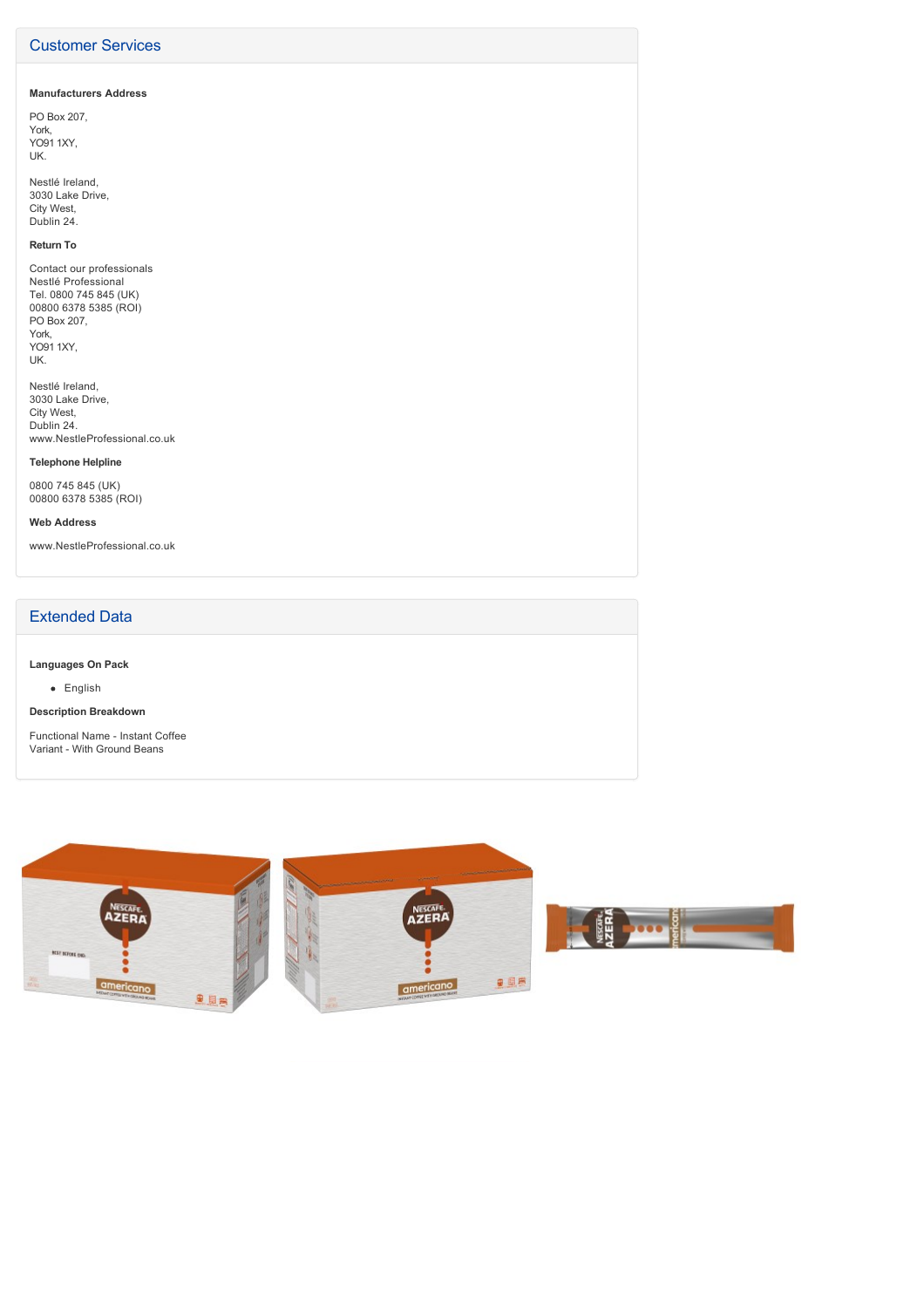## Customer Services

**Manufacturers Address**

PO Box 207,
York,
YO91 1XY,
UK.

Nestlé Ireland,
3030 Lake Drive,
City West,
Dublin 24.

**Return To**

Contact our professionals
Nestlé Professional
Tel. 0800 745 845 (UK)
00800 6378 5385 (ROI)
PO Box 207,
York,
YO91 1XY,
UK.

Nestlé Ireland,
3030 Lake Drive,
City West,
Dublin 24.
www.NestleProfessional.co.uk

**Telephone Helpline**

0800 745 845 (UK)
00800 6378 5385 (ROI)

**Web Address**

www.NestleProfessional.co.uk

## Extended Data

**Languages On Pack**

- English

**Description Breakdown**

Functional Name - Instant Coffee
Variant - With Ground Beans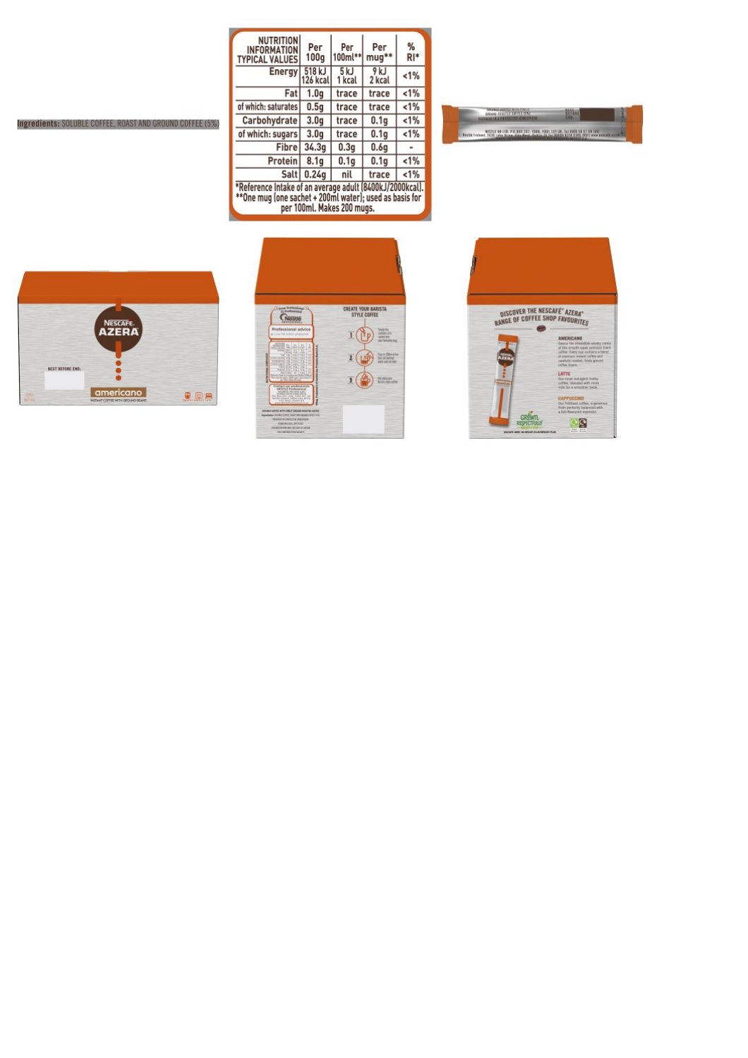**Ingredients:** SOLUBLE COFFEE, ROAST AND GROUND COFFEE (5%)

| NUTRITION INFORMATION TYPICAL VALUES | Per 100g | Per 100ml** | Per mug** | % RI* |
|---|---|---|---|---|
| Energy | 518 kJ 126 kcal | 5 kJ 1 kcal | 9 kJ 2 kcal | <1% |
| Fat | 1.0g | trace | trace | <1% |
| of which: saturates | 0.5g | trace | trace | <1% |
| Carbohydrate | 3.0g | trace | 0.1g | <1% |
| of which: sugars | 3.0g | trace | 0.1g | <1% |
| Fibre | 34.3g | 0.3g | 0.6g | - |
| Protein | 8.1g | 0.1g | 0.1g | <1% |
| Salt | 0.24g | nil | trace | <1% |

*Reference Intake of an average adult (8400kJ/2000kcal).
**One mug (one sachet + 200ml water); used as basis for per 100ml. Makes 200 mugs.

NESCAFÉ AZERA

BEST BEFORE END:

americano

INSTANT COFFEE WITH GROUND BEANS

CREATE YOUR BARISTA STYLE COFFEE

Professional advice

DISCOVER THE NESCAFÉ® AZERA® RANGE OF COFFEE SHOP FAVOURITES

AMERICANO

LATTE

CAPPUCCINO

GROWN RESPECTFULLY